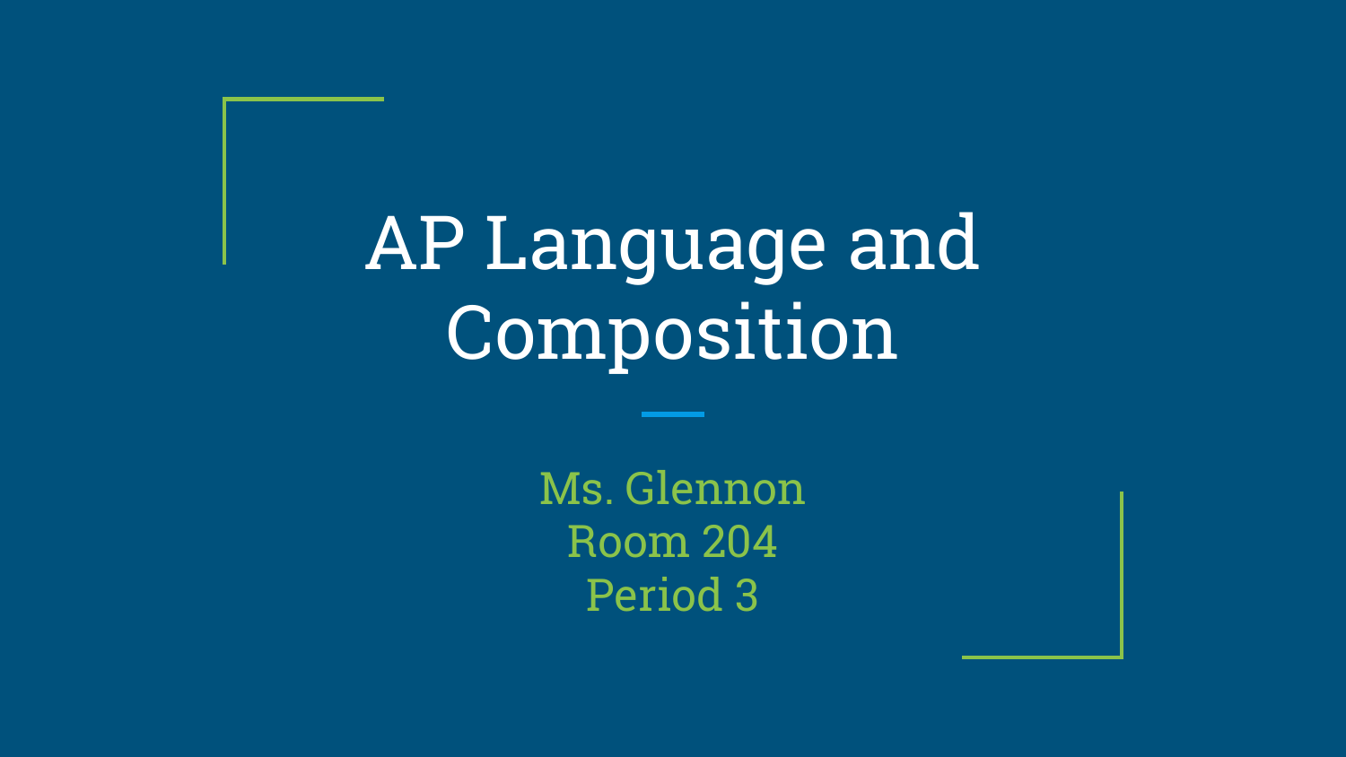# AP Language and Composition

Ms. Glennon
Room 204
Period 3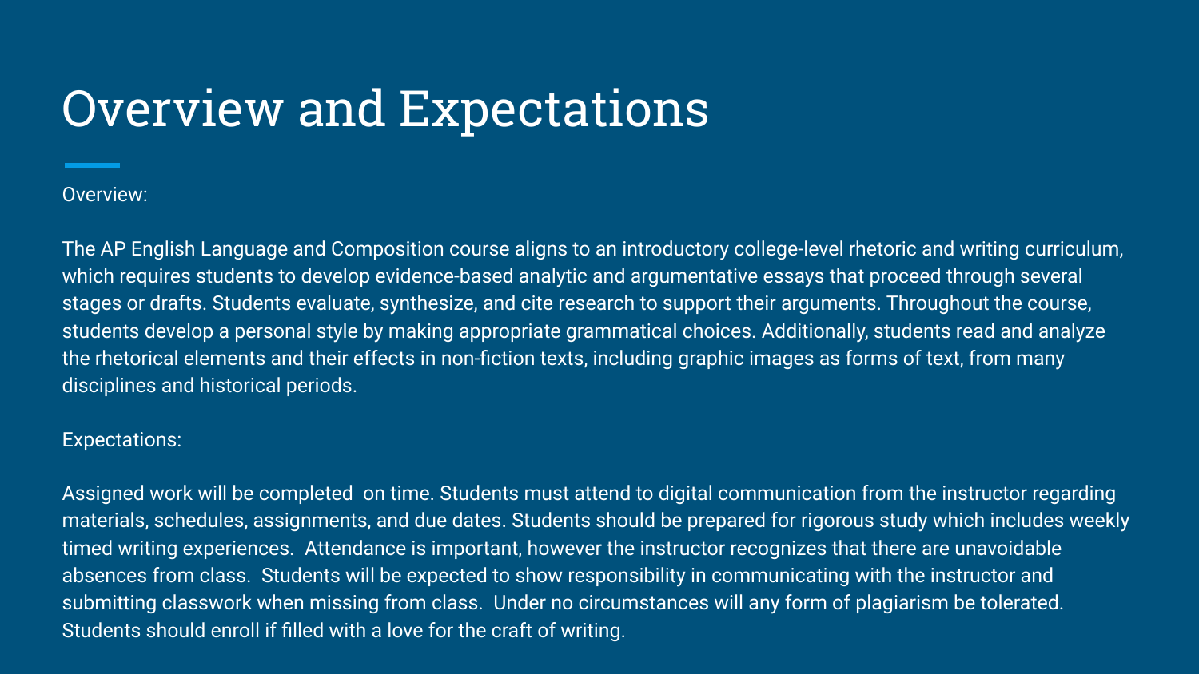# Overview and Expectations

Overview:

The AP English Language and Composition course aligns to an introductory college-level rhetoric and writing curriculum, which requires students to develop evidence-based analytic and argumentative essays that proceed through several stages or drafts. Students evaluate, synthesize, and cite research to support their arguments. Throughout the course, students develop a personal style by making appropriate grammatical choices. Additionally, students read and analyze the rhetorical elements and their effects in non-fiction texts, including graphic images as forms of text, from many disciplines and historical periods.

Expectations:

Assigned work will be completed on time. Students must attend to digital communication from the instructor regarding materials, schedules, assignments, and due dates. Students should be prepared for rigorous study which includes weekly timed writing experiences. Attendance is important, however the instructor recognizes that there are unavoidable absences from class. Students will be expected to show responsibility in communicating with the instructor and submitting classwork when missing from class. Under no circumstances will any form of plagiarism be tolerated. Students should enroll if filled with a love for the craft of writing.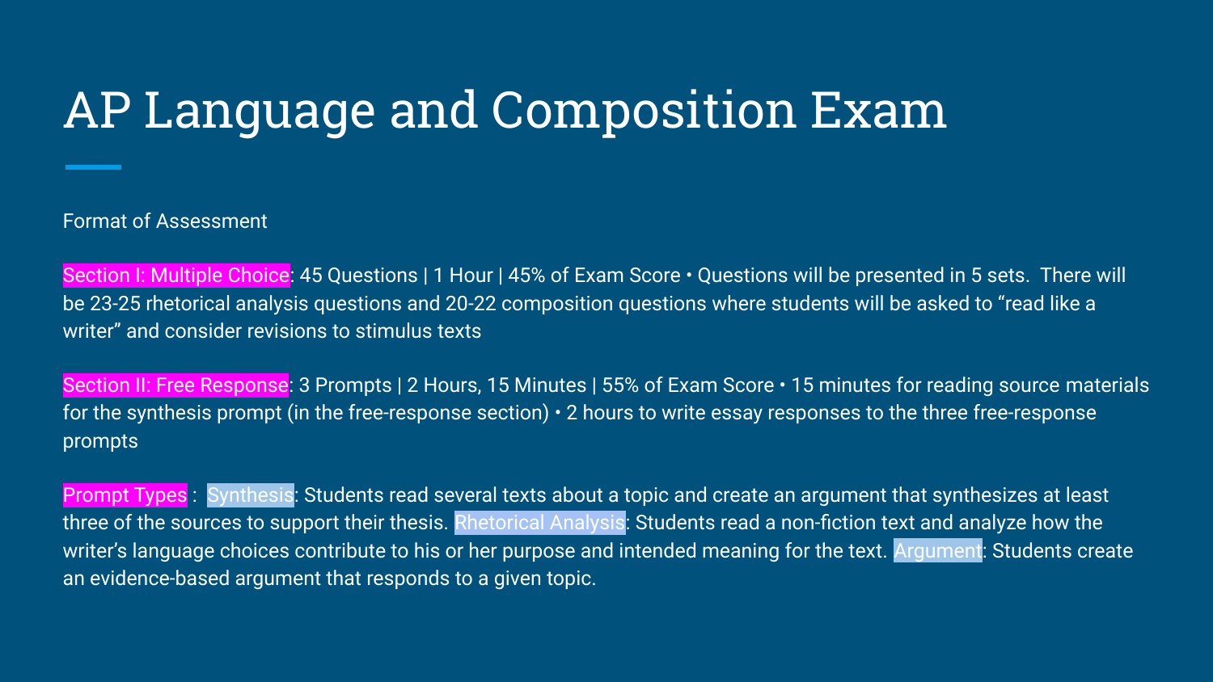# AP Language and Composition Exam

Format of Assessment

**Section I: Multiple Choice**: 45 Questions | 1 Hour | 45% of Exam Score • Questions will be presented in 5 sets. There will be 23-25 rhetorical analysis questions and 20-22 composition questions where students will be asked to “read like a writer” and consider revisions to stimulus texts

**Section II: Free Response**: 3 Prompts | 2 Hours, 15 Minutes | 55% of Exam Score • 15 minutes for reading source materials for the synthesis prompt (in the free-response section) • 2 hours to write essay responses to the three free-response prompts

**Prompt Types** : **Synthesis**: Students read several texts about a topic and create an argument that synthesizes at least three of the sources to support their thesis. **Rhetorical Analysis**: Students read a non-fiction text and analyze how the writer’s language choices contribute to his or her purpose and intended meaning for the text. **Argument**: Students create an evidence-based argument that responds to a given topic.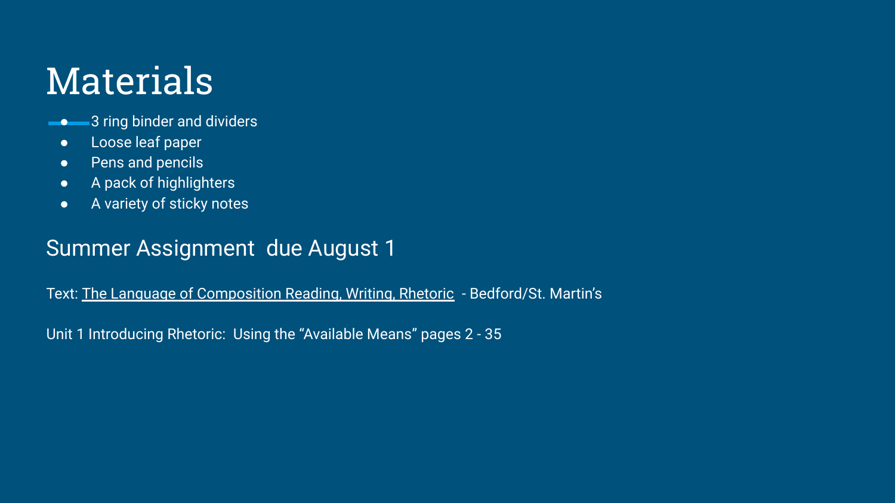# Materials

- 3 ring binder and dividers
- Loose leaf paper
- Pens and pencils
- A pack of highlighters
- A variety of sticky notes

## Summer Assignment  due August 1

Text: The Language of Composition Reading, Writing, Rhetoric  - Bedford/St. Martin's

Unit 1 Introducing Rhetoric:  Using the "Available Means" pages 2 - 35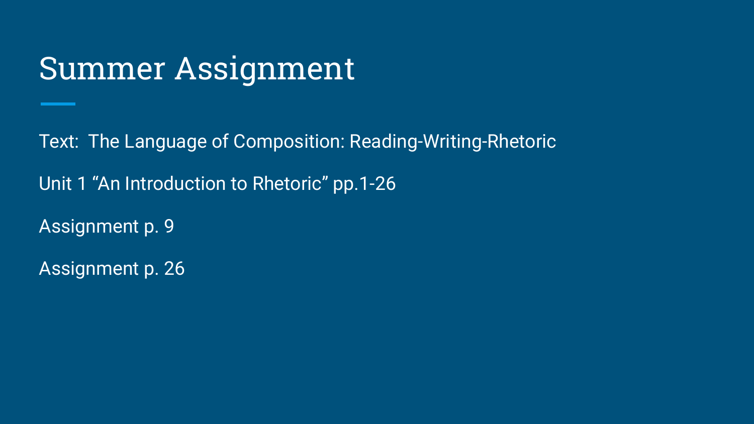# Summer Assignment

Text: The Language of Composition: Reading-Writing-Rhetoric

Unit 1 “An Introduction to Rhetoric” pp.1-26

Assignment p. 9

Assignment p. 26